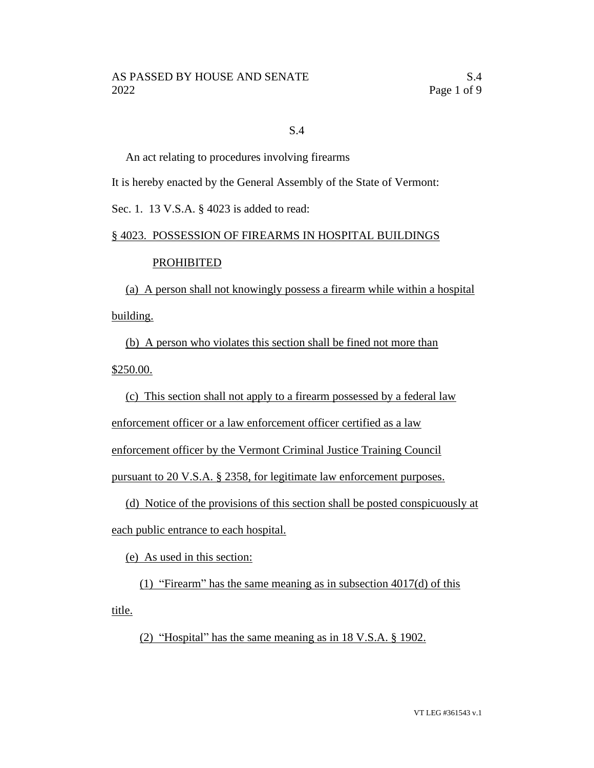S.4

An act relating to procedures involving firearms

It is hereby enacted by the General Assembly of the State of Vermont:

Sec. 1. 13 V.S.A. § 4023 is added to read:

§ 4023. POSSESSION OF FIREARMS IN HOSPITAL BUILDINGS PROHIBITED

(a) A person shall not knowingly possess a firearm while within a hospital building.

(b) A person who violates this section shall be fined not more than $250.00.

(c) This section shall not apply to a firearm possessed by a federal law enforcement officer or a law enforcement officer certified as a law enforcement officer by the Vermont Criminal Justice Training Council pursuant to 20 V.S.A. § 2358, for legitimate law enforcement purposes.

(d) Notice of the provisions of this section shall be posted conspicuously at each public entrance to each hospital.

(e) As used in this section:

(1) "Firearm" has the same meaning as in subsection 4017(d) of this title.

(2) "Hospital" has the same meaning as in 18 V.S.A. § 1902.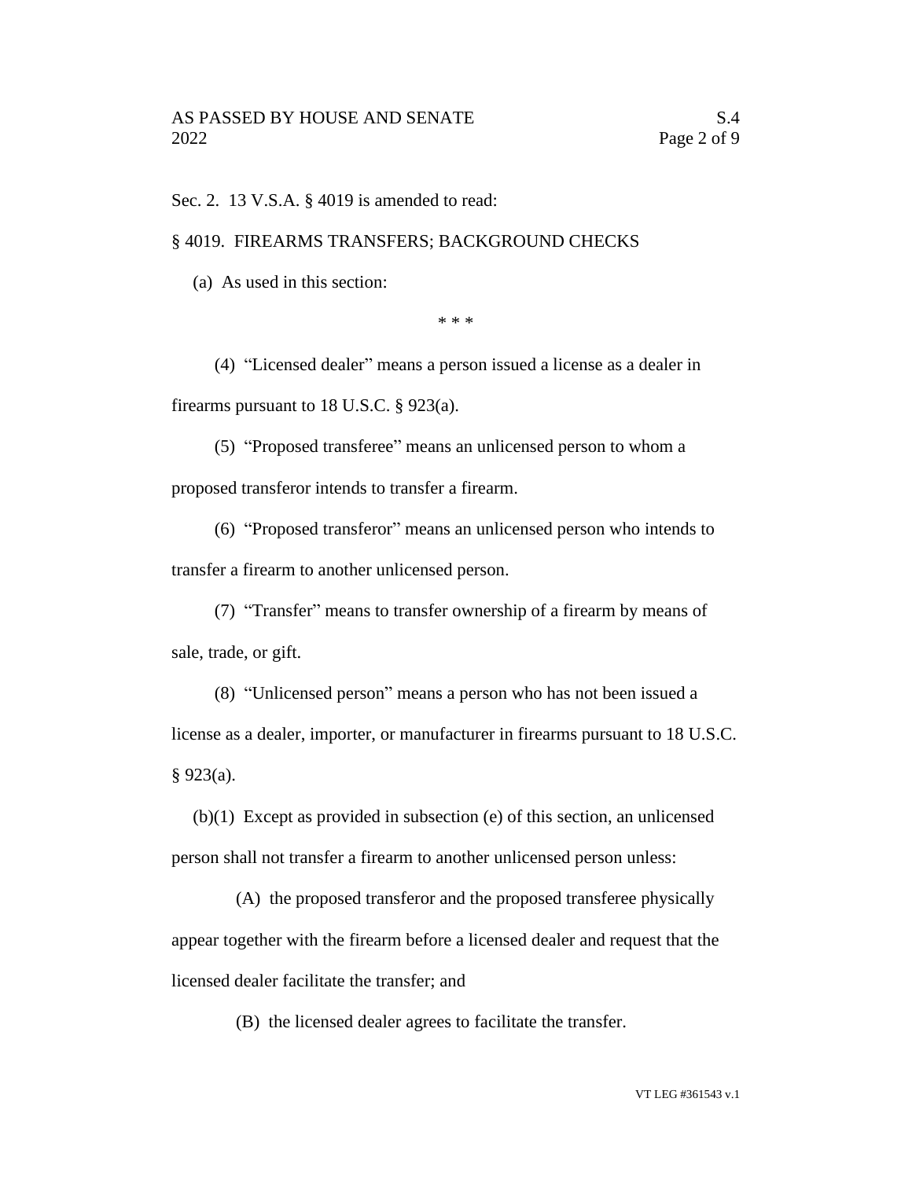Sec. 2. 13 V.S.A. § 4019 is amended to read:

§ 4019. FIREARMS TRANSFERS; BACKGROUND CHECKS

(a) As used in this section:

\* \* \*

(4) "Licensed dealer" means a person issued a license as a dealer in firearms pursuant to 18 U.S.C. § 923(a).

(5) "Proposed transferee" means an unlicensed person to whom a proposed transferor intends to transfer a firearm.

(6) "Proposed transferor" means an unlicensed person who intends to transfer a firearm to another unlicensed person.

(7) "Transfer" means to transfer ownership of a firearm by means of sale, trade, or gift.

(8) "Unlicensed person" means a person who has not been issued a license as a dealer, importer, or manufacturer in firearms pursuant to 18 U.S.C. § 923(a).

(b)(1) Except as provided in subsection (e) of this section, an unlicensed person shall not transfer a firearm to another unlicensed person unless:

(A) the proposed transferor and the proposed transferee physically appear together with the firearm before a licensed dealer and request that the licensed dealer facilitate the transfer; and

(B) the licensed dealer agrees to facilitate the transfer.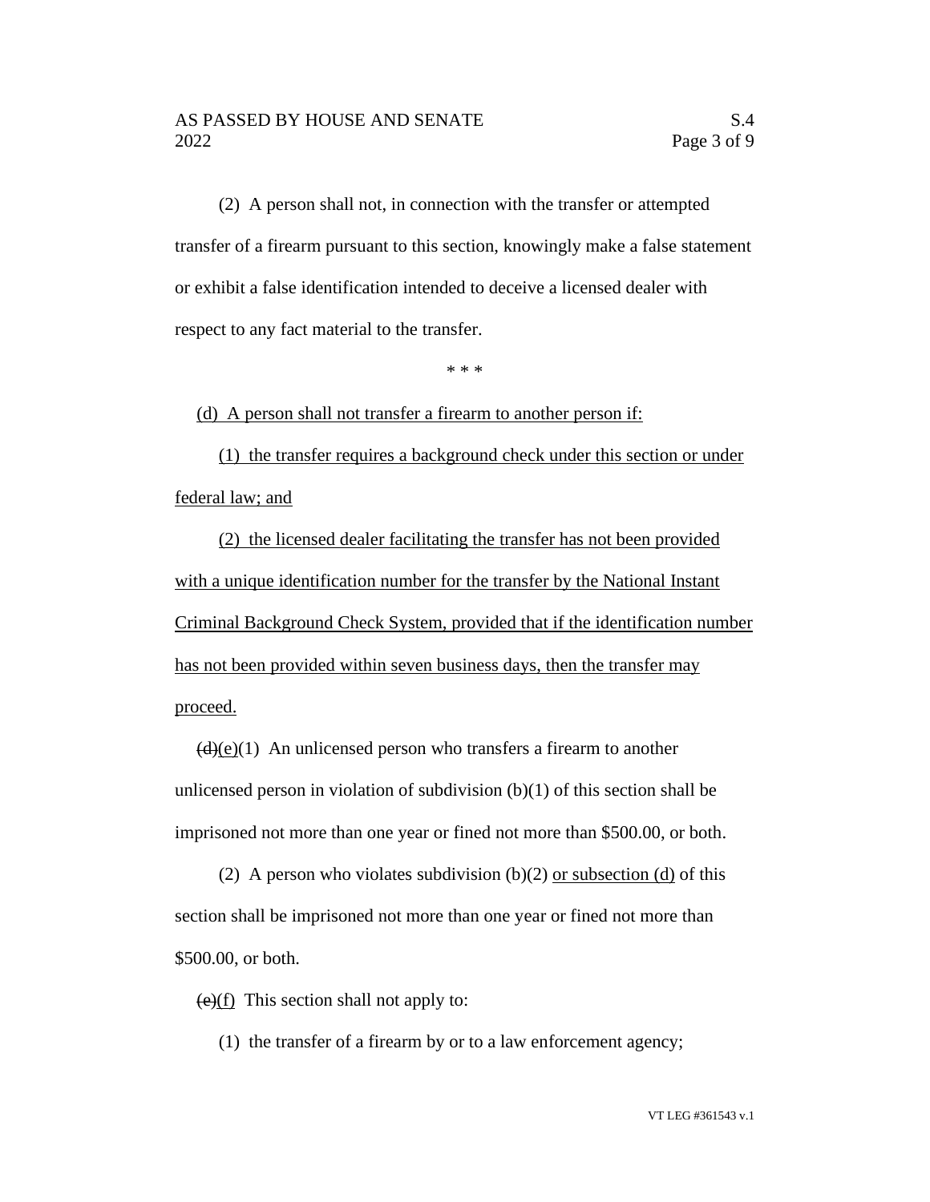(2) A person shall not, in connection with the transfer or attempted transfer of a firearm pursuant to this section, knowingly make a false statement or exhibit a false identification intended to deceive a licensed dealer with respect to any fact material to the transfer.

\* \* \*

(d) A person shall not transfer a firearm to another person if:

(1) the transfer requires a background check under this section or under federal law; and

(2) the licensed dealer facilitating the transfer has not been provided with a unique identification number for the transfer by the National Instant Criminal Background Check System, provided that if the identification number has not been provided within seven business days, then the transfer may proceed.

~~(d)~~(e)(1) An unlicensed person who transfers a firearm to another unlicensed person in violation of subdivision (b)(1) of this section shall be imprisoned not more than one year or fined not more than $500.00, or both.

(2) A person who violates subdivision (b)(2) or subsection (d) of this section shall be imprisoned not more than one year or fined not more than $500.00, or both.

~~(e)~~(f) This section shall not apply to:

(1) the transfer of a firearm by or to a law enforcement agency;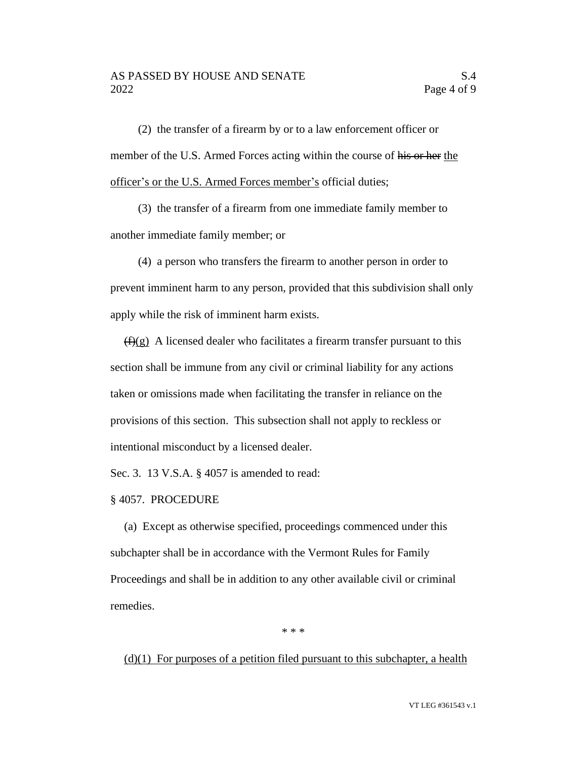(2) the transfer of a firearm by or to a law enforcement officer or member of the U.S. Armed Forces acting within the course of ~~his or her~~ <u>the officer's or the U.S. Armed Forces member's</u> official duties;

(3) the transfer of a firearm from one immediate family member to another immediate family member; or

(4) a person who transfers the firearm to another person in order to prevent imminent harm to any person, provided that this subdivision shall only apply while the risk of imminent harm exists.

~~(f)~~<u>(g)</u> A licensed dealer who facilitates a firearm transfer pursuant to this section shall be immune from any civil or criminal liability for any actions taken or omissions made when facilitating the transfer in reliance on the provisions of this section. This subsection shall not apply to reckless or intentional misconduct by a licensed dealer.

Sec. 3. 13 V.S.A. § 4057 is amended to read:

§ 4057. PROCEDURE

(a) Except as otherwise specified, proceedings commenced under this subchapter shall be in accordance with the Vermont Rules for Family Proceedings and shall be in addition to any other available civil or criminal remedies.

\* \* \*

<u>(d)(1) For purposes of a petition filed pursuant to this subchapter, a health</u>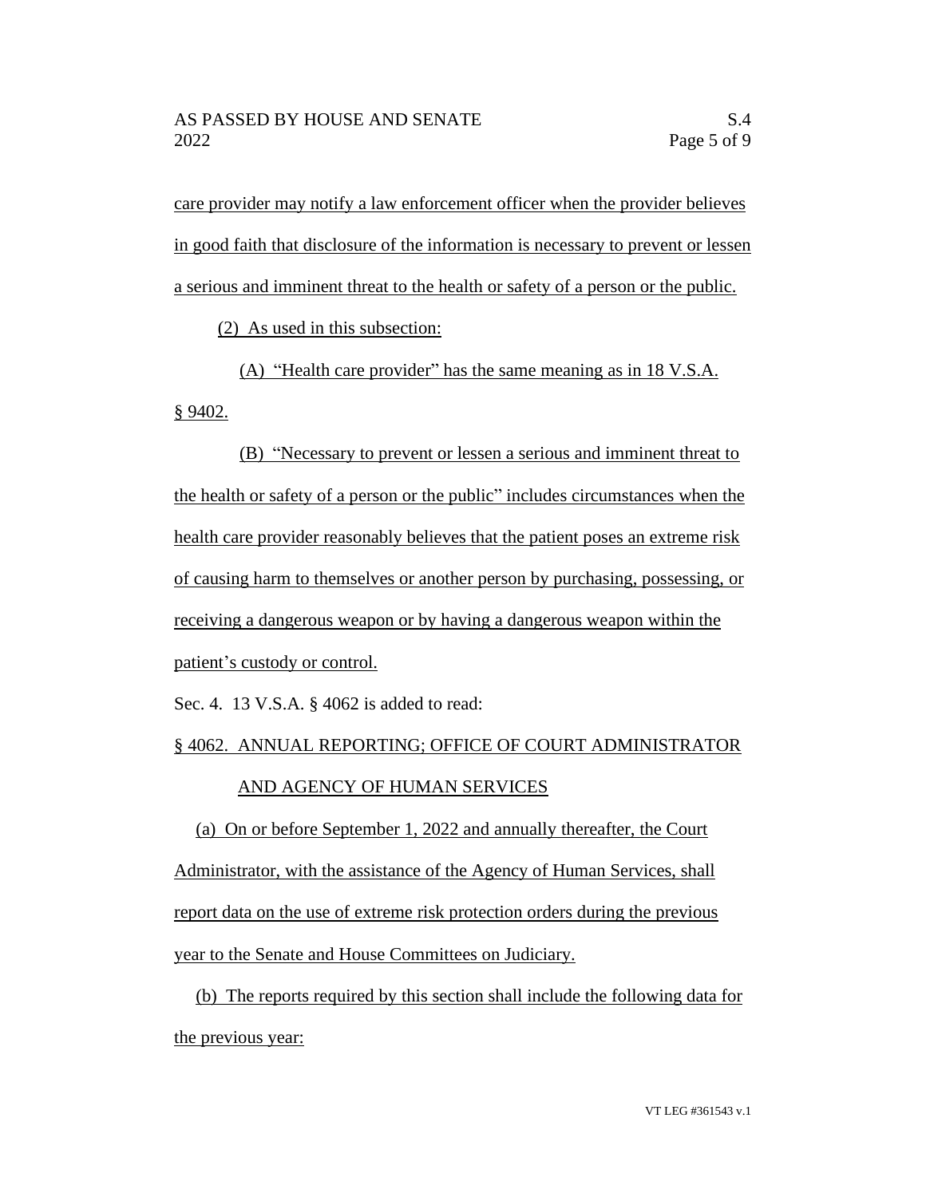care provider may notify a law enforcement officer when the provider believes in good faith that disclosure of the information is necessary to prevent or lessen a serious and imminent threat to the health or safety of a person or the public.

(2) As used in this subsection:

(A) "Health care provider" has the same meaning as in 18 V.S.A. § 9402.

(B) "Necessary to prevent or lessen a serious and imminent threat to the health or safety of a person or the public" includes circumstances when the health care provider reasonably believes that the patient poses an extreme risk of causing harm to themselves or another person by purchasing, possessing, or receiving a dangerous weapon or by having a dangerous weapon within the patient's custody or control.

Sec. 4. 13 V.S.A. § 4062 is added to read:

§ 4062. ANNUAL REPORTING; OFFICE OF COURT ADMINISTRATOR AND AGENCY OF HUMAN SERVICES

(a) On or before September 1, 2022 and annually thereafter, the Court Administrator, with the assistance of the Agency of Human Services, shall report data on the use of extreme risk protection orders during the previous year to the Senate and House Committees on Judiciary.

(b) The reports required by this section shall include the following data for the previous year: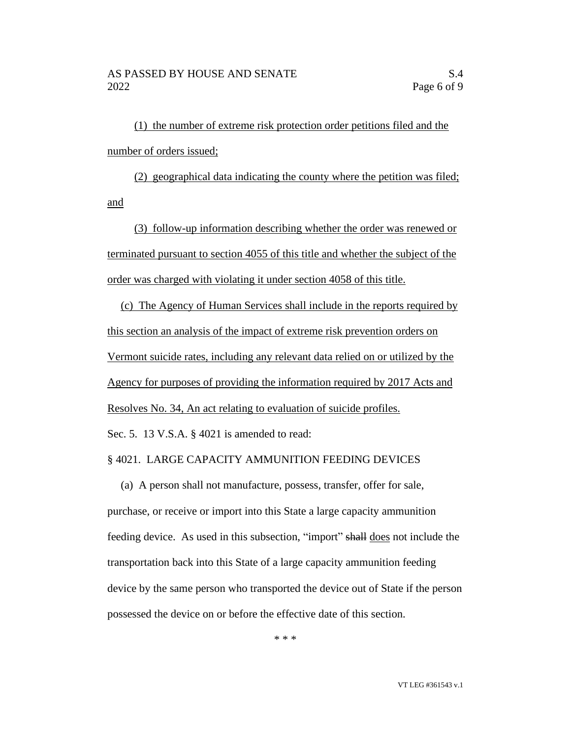(1) the number of extreme risk protection order petitions filed and the number of orders issued;

(2) geographical data indicating the county where the petition was filed; and

(3) follow-up information describing whether the order was renewed or terminated pursuant to section 4055 of this title and whether the subject of the order was charged with violating it under section 4058 of this title.

(c) The Agency of Human Services shall include in the reports required by this section an analysis of the impact of extreme risk prevention orders on Vermont suicide rates, including any relevant data relied on or utilized by the Agency for purposes of providing the information required by 2017 Acts and Resolves No. 34, An act relating to evaluation of suicide profiles.

Sec. 5. 13 V.S.A. § 4021 is amended to read:

§ 4021. LARGE CAPACITY AMMUNITION FEEDING DEVICES

(a) A person shall not manufacture, possess, transfer, offer for sale, purchase, or receive or import into this State a large capacity ammunition feeding device. As used in this subsection, "import" ~~shall~~ does not include the transportation back into this State of a large capacity ammunition feeding device by the same person who transported the device out of State if the person possessed the device on or before the effective date of this section.

\* \* \*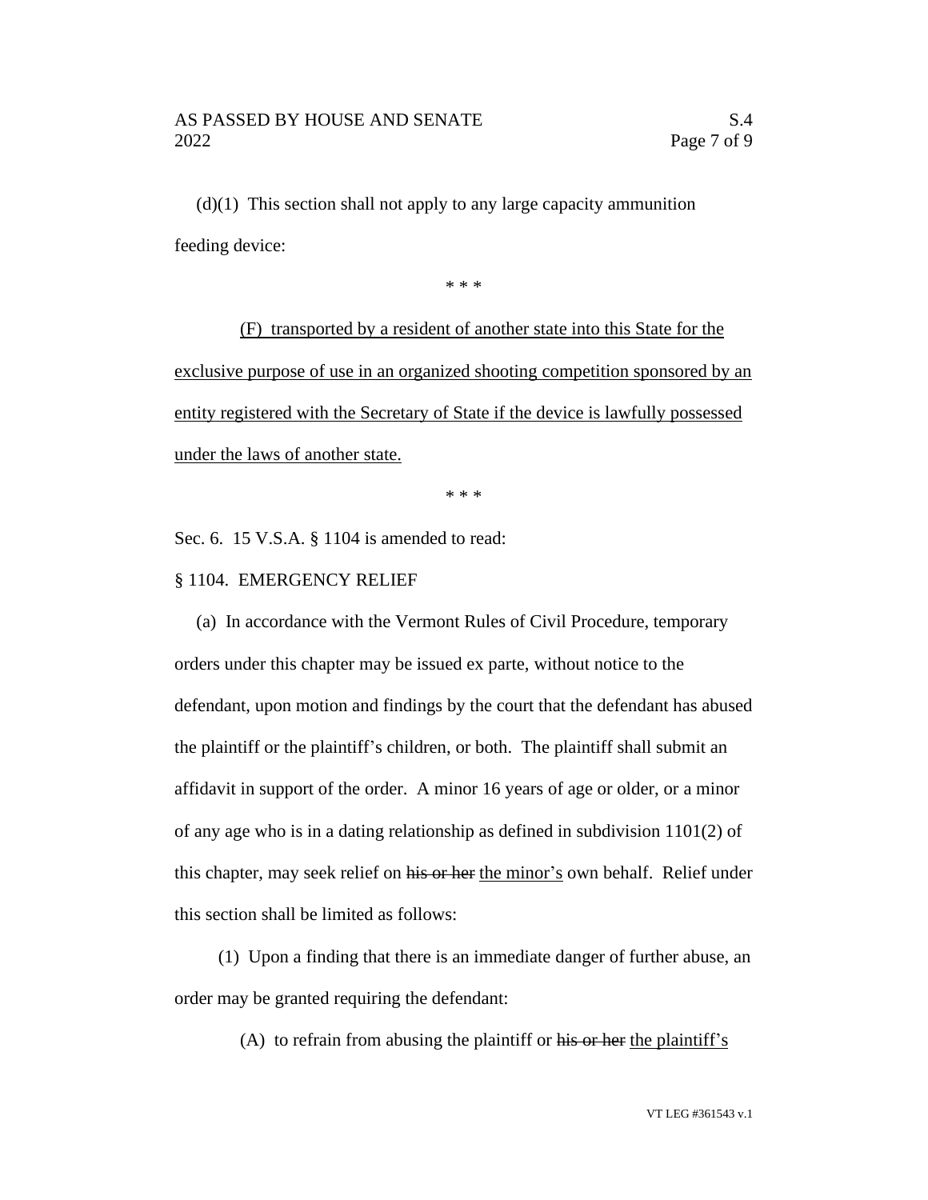(d)(1) This section shall not apply to any large capacity ammunition feeding device:

\* \* \*

(F) <u>transported by a resident of another state into this State for the exclusive purpose of use in an organized shooting competition sponsored by an entity registered with the Secretary of State if the device is lawfully possessed under the laws of another state.</u>

\* \* \*

Sec. 6. 15 V.S.A. § 1104 is amended to read:

§ 1104. EMERGENCY RELIEF

(a) In accordance with the Vermont Rules of Civil Procedure, temporary orders under this chapter may be issued ex parte, without notice to the defendant, upon motion and findings by the court that the defendant has abused the plaintiff or the plaintiff's children, or both. The plaintiff shall submit an affidavit in support of the order. A minor 16 years of age or older, or a minor of any age who is in a dating relationship as defined in subdivision 1101(2) of this chapter, may seek relief on ~~his or her~~ <u>the minor's</u> own behalf. Relief under this section shall be limited as follows:

(1) Upon a finding that there is an immediate danger of further abuse, an order may be granted requiring the defendant:

(A) to refrain from abusing the plaintiff or ~~his or her~~ <u>the plaintiff's</u>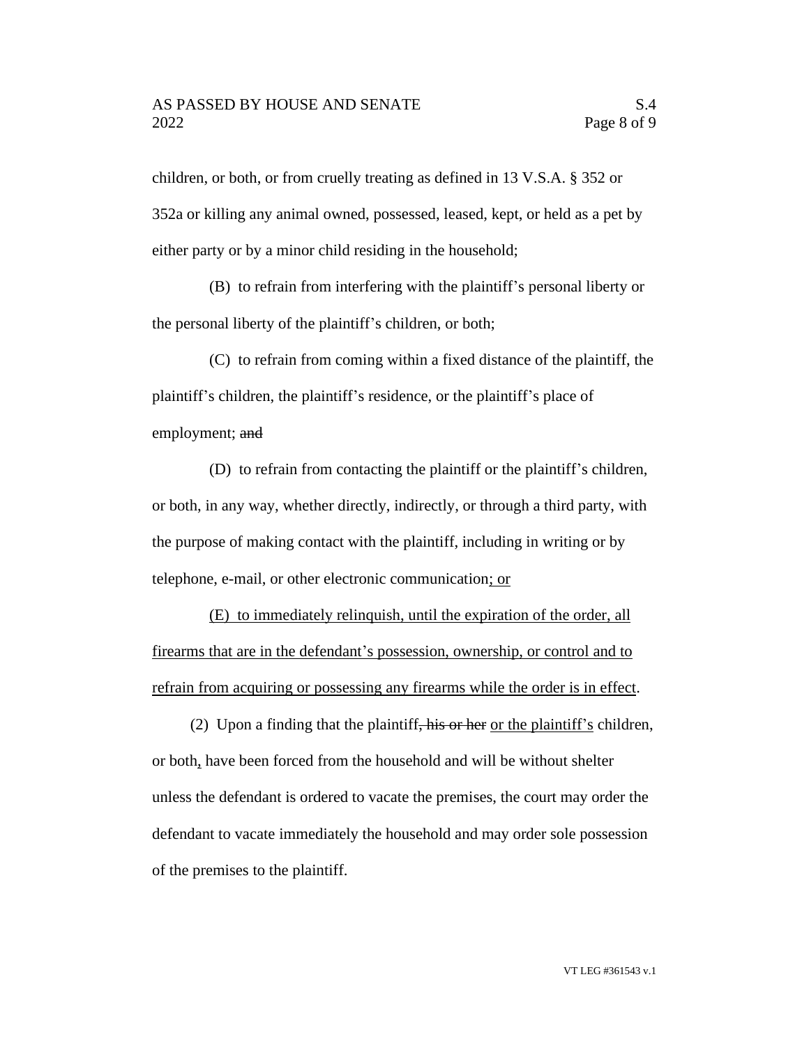children, or both, or from cruelly treating as defined in 13 V.S.A. § 352 or 352a or killing any animal owned, possessed, leased, kept, or held as a pet by either party or by a minor child residing in the household;

(B) to refrain from interfering with the plaintiff's personal liberty or the personal liberty of the plaintiff's children, or both;

(C) to refrain from coming within a fixed distance of the plaintiff, the plaintiff's children, the plaintiff's residence, or the plaintiff's place of employment; ~~and~~

(D) to refrain from contacting the plaintiff or the plaintiff's children, or both, in any way, whether directly, indirectly, or through a third party, with the purpose of making contact with the plaintiff, including in writing or by telephone, e-mail, or other electronic communication<u>; or</u>

<u>(E) to immediately relinquish, until the expiration of the order, all firearms that are in the defendant's possession, ownership, or control and to refrain from acquiring or possessing any firearms while the order is in effect</u>.

(2) Upon a finding that the plaintiff~~, his or her~~ <u>or the plaintiff's</u> children, or both<u>,</u> have been forced from the household and will be without shelter unless the defendant is ordered to vacate the premises, the court may order the defendant to vacate immediately the household and may order sole possession of the premises to the plaintiff.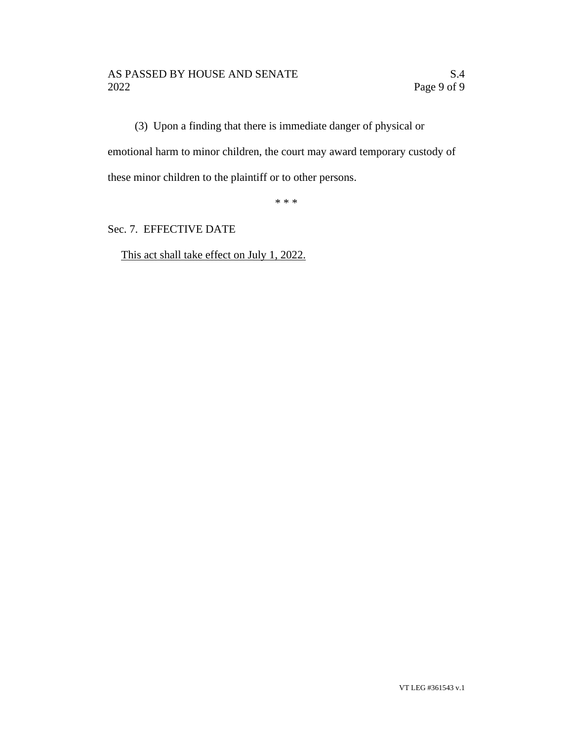(3) Upon a finding that there is immediate danger of physical or emotional harm to minor children, the court may award temporary custody of these minor children to the plaintiff or to other persons.

\* \* \*

Sec. 7. EFFECTIVE DATE

This act shall take effect on July 1, 2022.